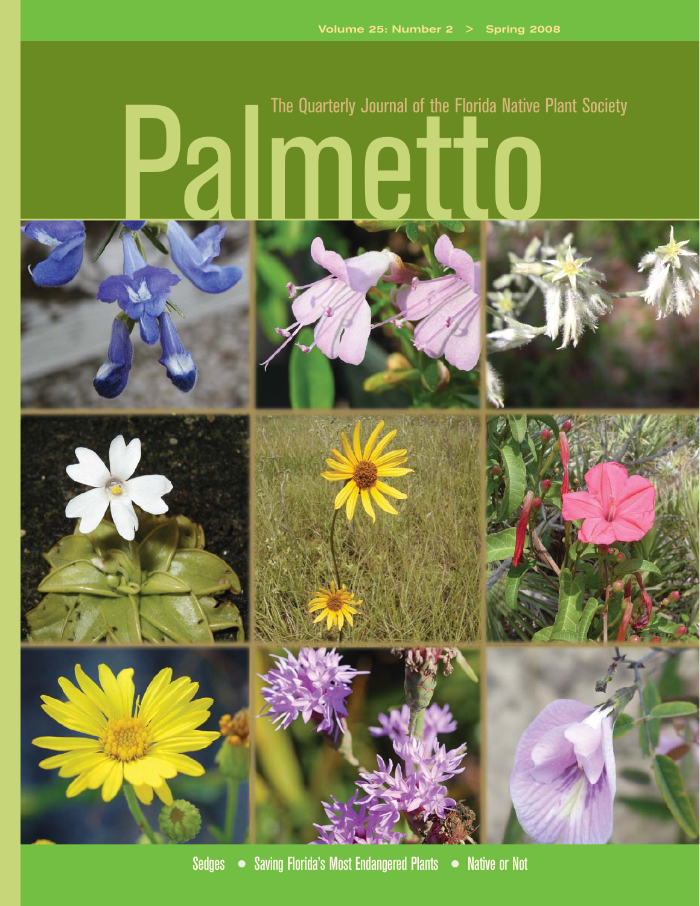Volume 25: Number 2 > Spring 2008

The Quarterly Journal of the Florida Native Plant Society

# Palmetto

Sedges • Saving Florida's Most Endangered Plants • Native or Not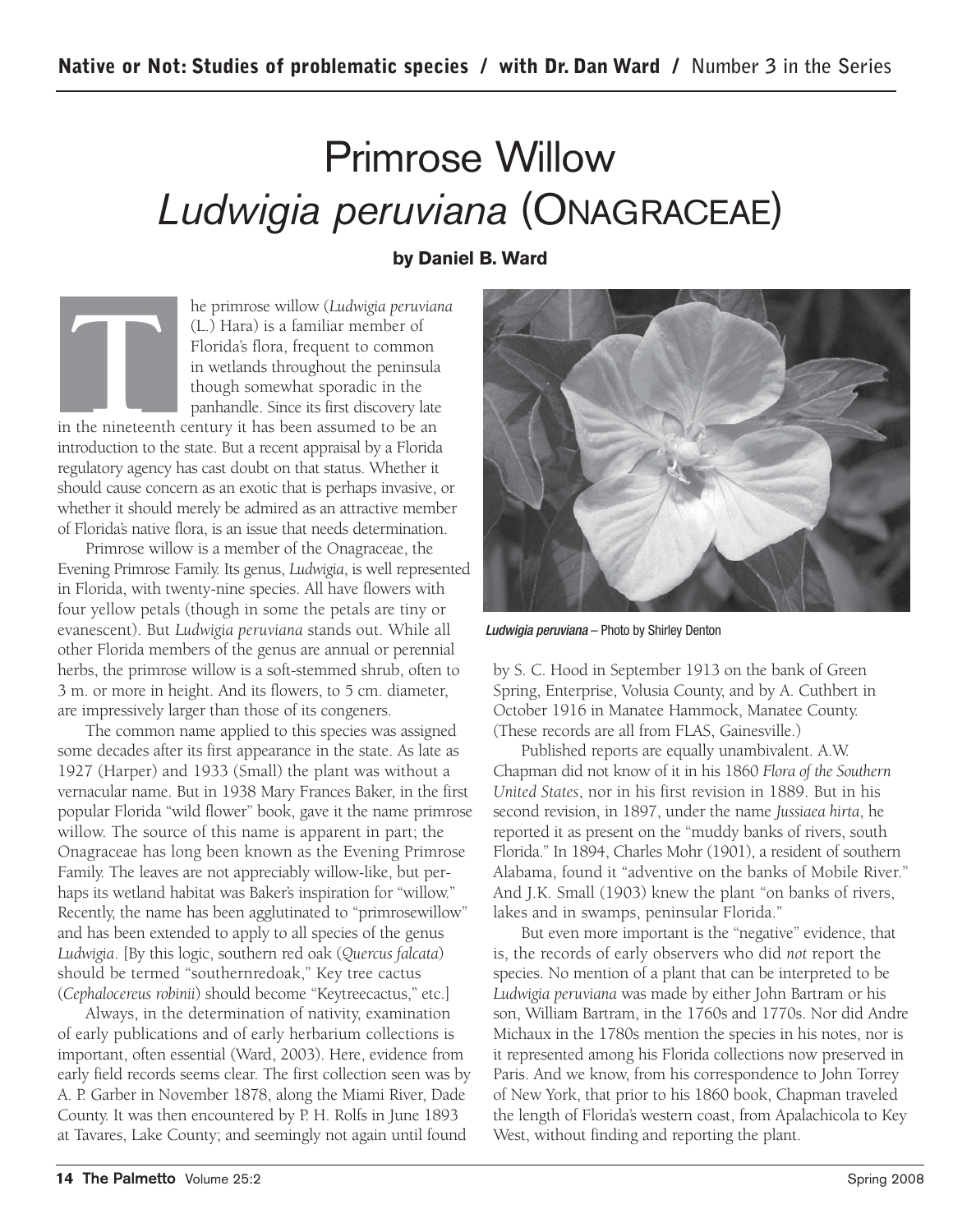# Primrose Willow
# *Ludwigia peruviana* (Onagraceae)

**by Daniel B. Ward**

The primrose willow (*Ludwigia peruviana* (L.) Hara) is a familiar member of Florida's flora, frequent to common in wetlands throughout the peninsula though somewhat sporadic in the panhandle. Since its first discovery late in the nineteenth century it has been assumed to be an introduction to the state. But a recent appraisal by a Florida regulatory agency has cast doubt on that status. Whether it should cause concern as an exotic that is perhaps invasive, or whether it should merely be admired as an attractive member of Florida's native flora, is an issue that needs determination.

Primrose willow is a member of the Onagraceae, the Evening Primrose Family. Its genus, *Ludwigia*, is well represented in Florida, with twenty-nine species. All have flowers with four yellow petals (though in some the petals are tiny or evanescent). But *Ludwigia peruviana* stands out. While all other Florida members of the genus are annual or perennial herbs, the primrose willow is a soft-stemmed shrub, often to 3 m. or more in height. And its flowers, to 5 cm. diameter, are impressively larger than those of its congeners.

The common name applied to this species was assigned some decades after its first appearance in the state. As late as 1927 (Harper) and 1933 (Small) the plant was without a vernacular name. But in 1938 Mary Frances Baker, in the first popular Florida "wild flower" book, gave it the name primrose willow. The source of this name is apparent in part; the Onagraceae has long been known as the Evening Primrose Family. The leaves are not appreciably willow-like, but perhaps its wetland habitat was Baker's inspiration for "willow." Recently, the name has been agglutinated to "primrosewillow" and has been extended to apply to all species of the genus *Ludwigia*. [By this logic, southern red oak (*Quercus falcata*) should be termed "southernredoak," Key tree cactus (*Cephalocereus robinii*) should become "Keytreecactus," etc.]

Always, in the determination of nativity, examination of early publications and of early herbarium collections is important, often essential (Ward, 2003). Here, evidence from early field records seems clear. The first collection seen was by A. P. Garber in November 1878, along the Miami River, Dade County. It was then encountered by P. H. Rolfs in June 1893 at Tavares, Lake County; and seemingly not again until found by S. C. Hood in September 1913 on the bank of Green Spring, Enterprise, Volusia County, and by A. Cuthbert in October 1916 in Manatee Hammock, Manatee County. (These records are all from FLAS, Gainesville.)

*Ludwigia peruviana* – Photo by Shirley Denton

Published reports are equally unambivalent. A.W. Chapman did not know of it in his 1860 *Flora of the Southern United States*, nor in his first revision in 1889. But in his second revision, in 1897, under the name *Jussiaea hirta*, he reported it as present on the "muddy banks of rivers, south Florida." In 1894, Charles Mohr (1901), a resident of southern Alabama, found it "adventive on the banks of Mobile River." And J.K. Small (1903) knew the plant "on banks of rivers, lakes and in swamps, peninsular Florida."

But even more important is the "negative" evidence, that is, the records of early observers who did *not* report the species. No mention of a plant that can be interpreted to be *Ludwigia peruviana* was made by either John Bartram or his son, William Bartram, in the 1760s and 1770s. Nor did Andre Michaux in the 1780s mention the species in his notes, nor is it represented among his Florida collections now preserved in Paris. And we know, from his correspondence to John Torrey of New York, that prior to his 1860 book, Chapman traveled the length of Florida's western coast, from Apalachicola to Key West, without finding and reporting the plant.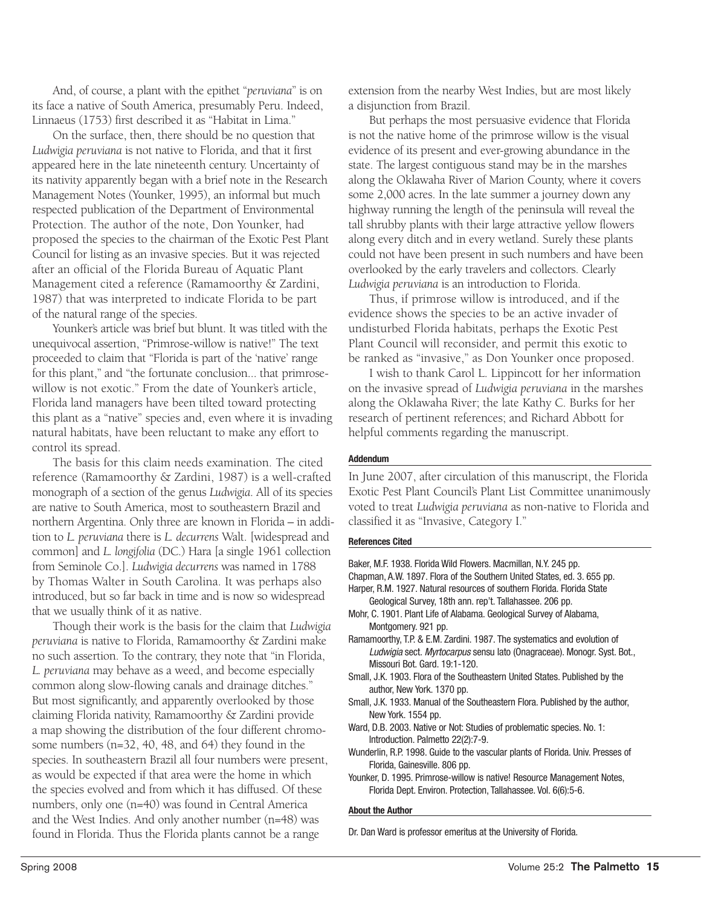And, of course, a plant with the epithet "*peruviana*" is on its face a native of South America, presumably Peru. Indeed, Linnaeus (1753) first described it as "Habitat in Lima."

On the surface, then, there should be no question that *Ludwigia peruviana* is not native to Florida, and that it first appeared here in the late nineteenth century. Uncertainty of its nativity apparently began with a brief note in the Research Management Notes (Younker, 1995), an informal but much respected publication of the Department of Environmental Protection. The author of the note, Don Younker, had proposed the species to the chairman of the Exotic Pest Plant Council for listing as an invasive species. But it was rejected after an official of the Florida Bureau of Aquatic Plant Management cited a reference (Ramamoorthy & Zardini, 1987) that was interpreted to indicate Florida to be part of the natural range of the species.

Younker's article was brief but blunt. It was titled with the unequivocal assertion, "Primrose-willow is native!" The text proceeded to claim that "Florida is part of the 'native' range for this plant," and "the fortunate conclusion... that primrose-willow is not exotic." From the date of Younker's article, Florida land managers have been tilted toward protecting this plant as a "native" species and, even where it is invading natural habitats, have been reluctant to make any effort to control its spread.

The basis for this claim needs examination. The cited reference (Ramamoorthy & Zardini, 1987) is a well-crafted monograph of a section of the genus *Ludwigia*. All of its species are native to South America, most to southeastern Brazil and northern Argentina. Only three are known in Florida – in addition to *L. peruviana* there is *L. decurrens* Walt. [widespread and common] and *L. longifolia* (DC.) Hara [a single 1961 collection from Seminole Co.]. *Ludwigia decurrens* was named in 1788 by Thomas Walter in South Carolina. It was perhaps also introduced, but so far back in time and is now so widespread that we usually think of it as native.

Though their work is the basis for the claim that *Ludwigia peruviana* is native to Florida, Ramamoorthy & Zardini make no such assertion. To the contrary, they note that "in Florida, *L. peruviana* may behave as a weed, and become especially common along slow-flowing canals and drainage ditches." But most significantly, and apparently overlooked by those claiming Florida nativity, Ramamoorthy & Zardini provide a map showing the distribution of the four different chromosome numbers (n=32, 40, 48, and 64) they found in the species. In southeastern Brazil all four numbers were present, as would be expected if that area were the home in which the species evolved and from which it has diffused. Of these numbers, only one (n=40) was found in Central America and the West Indies. And only another number (n=48) was found in Florida. Thus the Florida plants cannot be a range extension from the nearby West Indies, but are most likely a disjunction from Brazil.

But perhaps the most persuasive evidence that Florida is not the native home of the primrose willow is the visual evidence of its present and ever-growing abundance in the state. The largest contiguous stand may be in the marshes along the Oklawaha River of Marion County, where it covers some 2,000 acres. In the late summer a journey down any highway running the length of the peninsula will reveal the tall shrubby plants with their large attractive yellow flowers along every ditch and in every wetland. Surely these plants could not have been present in such numbers and have been overlooked by the early travelers and collectors. Clearly *Ludwigia peruviana* is an introduction to Florida.

Thus, if primrose willow is introduced, and if the evidence shows the species to be an active invader of undisturbed Florida habitats, perhaps the Exotic Pest Plant Council will reconsider, and permit this exotic to be ranked as "invasive," as Don Younker once proposed.

I wish to thank Carol L. Lippincott for her information on the invasive spread of *Ludwigia peruviana* in the marshes along the Oklawaha River; the late Kathy C. Burks for her research of pertinent references; and Richard Abbott for helpful comments regarding the manuscript.

#### Addendum

In June 2007, after circulation of this manuscript, the Florida Exotic Pest Plant Council's Plant List Committee unanimously voted to treat *Ludwigia peruviana* as non-native to Florida and classified it as "Invasive, Category I."

#### References Cited

Baker, M.F. 1938. Florida Wild Flowers. Macmillan, N.Y. 245 pp.

Chapman, A.W. 1897. Flora of the Southern United States, ed. 3. 655 pp.

Harper, R.M. 1927. Natural resources of southern Florida. Florida State Geological Survey, 18th ann. rep't. Tallahassee. 206 pp.

Mohr, C. 1901. Plant Life of Alabama. Geological Survey of Alabama, Montgomery. 921 pp.

Ramamoorthy, T.P. & E.M. Zardini. 1987. The systematics and evolution of *Ludwigia* sect. *Myrtocarpus* sensu lato (Onagraceae). Monogr. Syst. Bot., Missouri Bot. Gard. 19:1-120.

Small, J.K. 1903. Flora of the Southeastern United States. Published by the author, New York. 1370 pp.

Small, J.K. 1933. Manual of the Southeastern Flora. Published by the author, New York. 1554 pp.

Ward, D.B. 2003. Native or Not: Studies of problematic species. No. 1: Introduction. Palmetto 22(2):7-9.

Wunderlin, R.P. 1998. Guide to the vascular plants of Florida. Univ. Presses of Florida, Gainesville. 806 pp.

Younker, D. 1995. Primrose-willow is native! Resource Management Notes, Florida Dept. Environ. Protection, Tallahassee. Vol. 6(6):5-6.

#### About the Author

Dr. Dan Ward is professor emeritus at the University of Florida.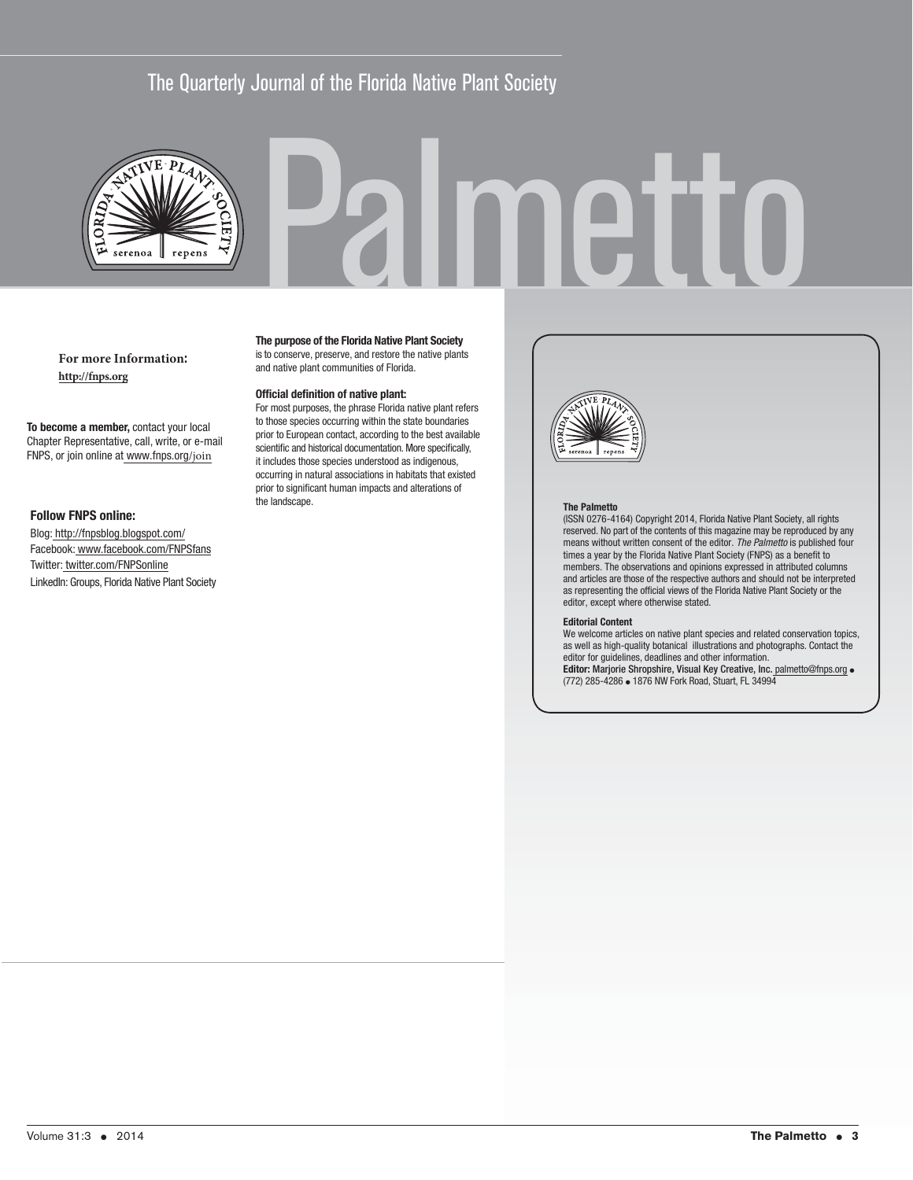The Quarterly Journal of the Florida Native Plant Society

# Palmetto

**For more Information:**
**http://fnps.org**

**To become a member,** contact your local Chapter Representative, call, write, or e-mail FNPS, or join online at www.fnps.org/join

### Follow FNPS online:

Blog: http://fnpsblog.blogspot.com/
Facebook: www.facebook.com/FNPSfans
Twitter: twitter.com/FNPSonline
LinkedIn: Groups, Florida Native Plant Society

**The purpose of the Florida Native Plant Society** is to conserve, preserve, and restore the native plants and native plant communities of Florida.

**Official definition of native plant:**
For most purposes, the phrase Florida native plant refers to those species occurring within the state boundaries prior to European contact, according to the best available scientific and historical documentation. More specifically, it includes those species understood as indigenous, occurring in natural associations in habitats that existed prior to significant human impacts and alterations of the landscape.

**The Palmetto**
(ISSN 0276-4164) Copyright 2014, Florida Native Plant Society, all rights reserved. No part of the contents of this magazine may be reproduced by any means without written consent of the editor. *The Palmetto* is published four times a year by the Florida Native Plant Society (FNPS) as a benefit to members. The observations and opinions expressed in attributed columns and articles are those of the respective authors and should not be interpreted as representing the official views of the Florida Native Plant Society or the editor, except where otherwise stated.

**Editorial Content**
We welcome articles on native plant species and related conservation topics, as well as high-quality botanical illustrations and photographs. Contact the editor for guidelines, deadlines and other information.
**Editor: Marjorie Shropshire, Visual Key Creative, Inc.** palmetto@fnps.org • (772) 285-4286 • 1876 NW Fork Road, Stuart, FL 34994